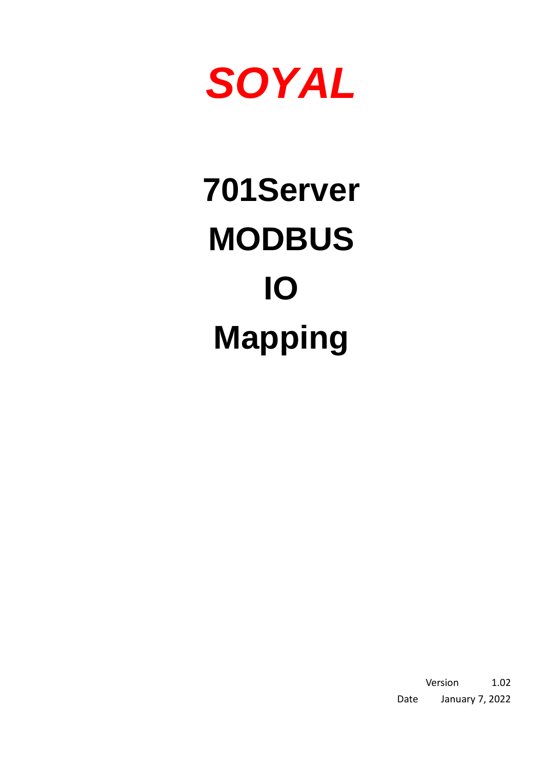***SOYAL***

# 701Server MODBUS IO Mapping

Version 1.02

Date January 7, 2022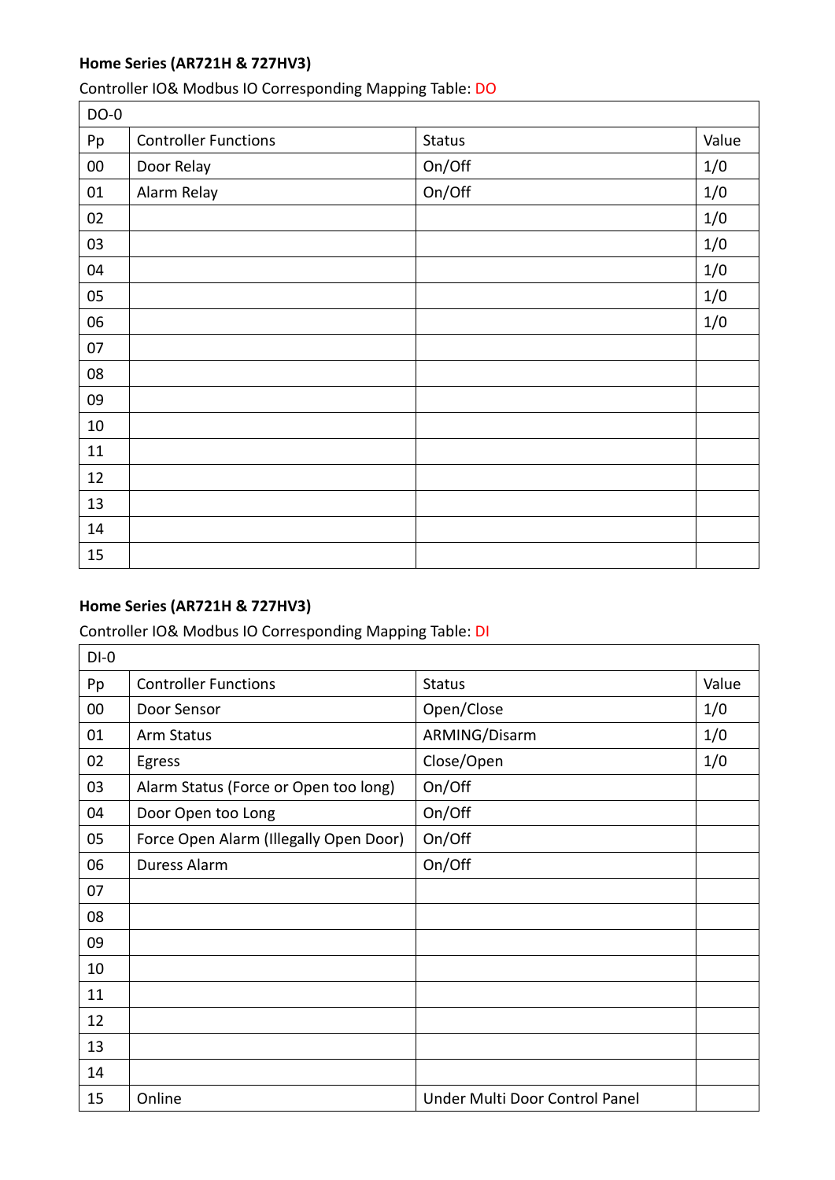**Home Series (AR721H & 727HV3)**

Controller IO& Modbus IO Corresponding Mapping Table: DO

| DO-0 | | | |
|---|---|---|---|
| Pp | Controller Functions | Status | Value |
| 00 | Door Relay | On/Off | 1/0 |
| 01 | Alarm Relay | On/Off | 1/0 |
| 02 | | | 1/0 |
| 03 | | | 1/0 |
| 04 | | | 1/0 |
| 05 | | | 1/0 |
| 06 | | | 1/0 |
| 07 | | | |
| 08 | | | |
| 09 | | | |
| 10 | | | |
| 11 | | | |
| 12 | | | |
| 13 | | | |
| 14 | | | |
| 15 | | | |

**Home Series (AR721H & 727HV3)**

Controller IO& Modbus IO Corresponding Mapping Table: DI

| DI-0 | | | |
|---|---|---|---|
| Pp | Controller Functions | Status | Value |
| 00 | Door Sensor | Open/Close | 1/0 |
| 01 | Arm Status | ARMING/Disarm | 1/0 |
| 02 | Egress | Close/Open | 1/0 |
| 03 | Alarm Status (Force or Open too long) | On/Off | |
| 04 | Door Open too Long | On/Off | |
| 05 | Force Open Alarm (Illegally Open Door) | On/Off | |
| 06 | Duress Alarm | On/Off | |
| 07 | | | |
| 08 | | | |
| 09 | | | |
| 10 | | | |
| 11 | | | |
| 12 | | | |
| 13 | | | |
| 14 | | | |
| 15 | Online | Under Multi Door Control Panel | |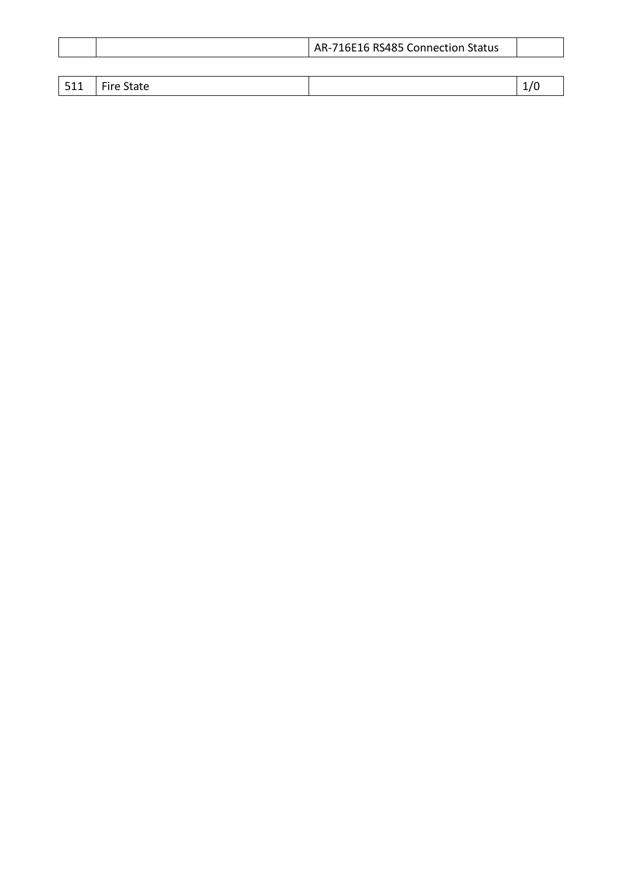| | | AR-716E16 RS485 Connection Status | |
|---|---|---|---|
| 511 | Fire State | | 1/0 |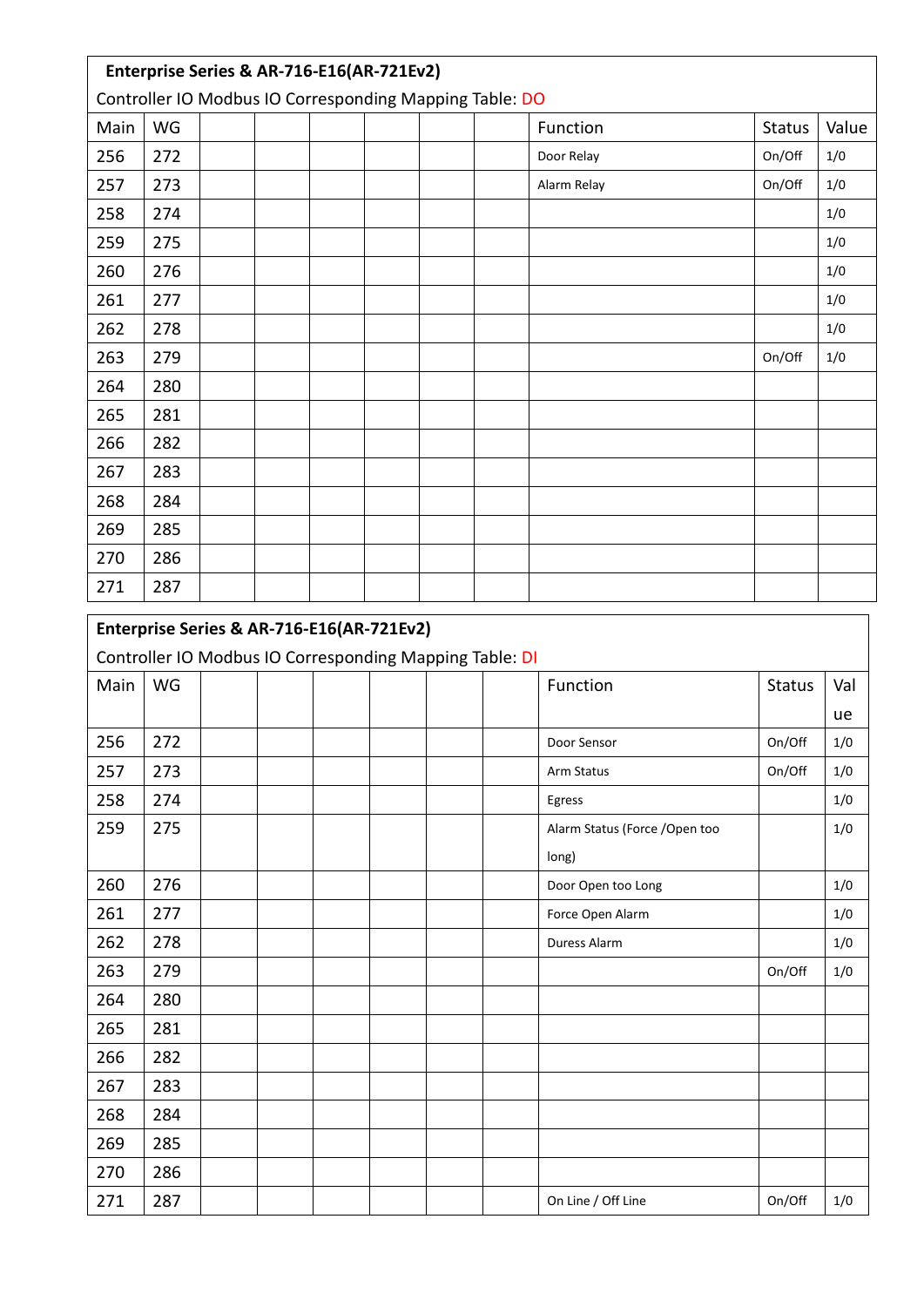**Enterprise Series & AR-716-E16(AR-721Ev2)**

Controller IO Modbus IO Corresponding Mapping Table: DO

| Main | WG | | | | | | | Function | Status | Value |
|---|---|---|---|---|---|---|---|---|---|---|
| 256 | 272 | | | | | | | Door Relay | On/Off | 1/0 |
| 257 | 273 | | | | | | | Alarm Relay | On/Off | 1/0 |
| 258 | 274 | | | | | | | | | 1/0 |
| 259 | 275 | | | | | | | | | 1/0 |
| 260 | 276 | | | | | | | | | 1/0 |
| 261 | 277 | | | | | | | | | 1/0 |
| 262 | 278 | | | | | | | | | 1/0 |
| 263 | 279 | | | | | | | | On/Off | 1/0 |
| 264 | 280 | | | | | | | | | |
| 265 | 281 | | | | | | | | | |
| 266 | 282 | | | | | | | | | |
| 267 | 283 | | | | | | | | | |
| 268 | 284 | | | | | | | | | |
| 269 | 285 | | | | | | | | | |
| 270 | 286 | | | | | | | | | |
| 271 | 287 | | | | | | | | | |

**Enterprise Series & AR-716-E16(AR-721Ev2)**

Controller IO Modbus IO Corresponding Mapping Table: DI

| Main | WG | | | | | | | Function | Status | Value |
|---|---|---|---|---|---|---|---|---|---|---|
| 256 | 272 | | | | | | | Door Sensor | On/Off | 1/0 |
| 257 | 273 | | | | | | | Arm Status | On/Off | 1/0 |
| 258 | 274 | | | | | | | Egress | | 1/0 |
| 259 | 275 | | | | | | | Alarm Status (Force /Open too long) | | 1/0 |
| 260 | 276 | | | | | | | Door Open too Long | | 1/0 |
| 261 | 277 | | | | | | | Force Open Alarm | | 1/0 |
| 262 | 278 | | | | | | | Duress Alarm | | 1/0 |
| 263 | 279 | | | | | | | | On/Off | 1/0 |
| 264 | 280 | | | | | | | | | |
| 265 | 281 | | | | | | | | | |
| 266 | 282 | | | | | | | | | |
| 267 | 283 | | | | | | | | | |
| 268 | 284 | | | | | | | | | |
| 269 | 285 | | | | | | | | | |
| 270 | 286 | | | | | | | | | |
| 271 | 287 | | | | | | | On Line / Off Line | On/Off | 1/0 |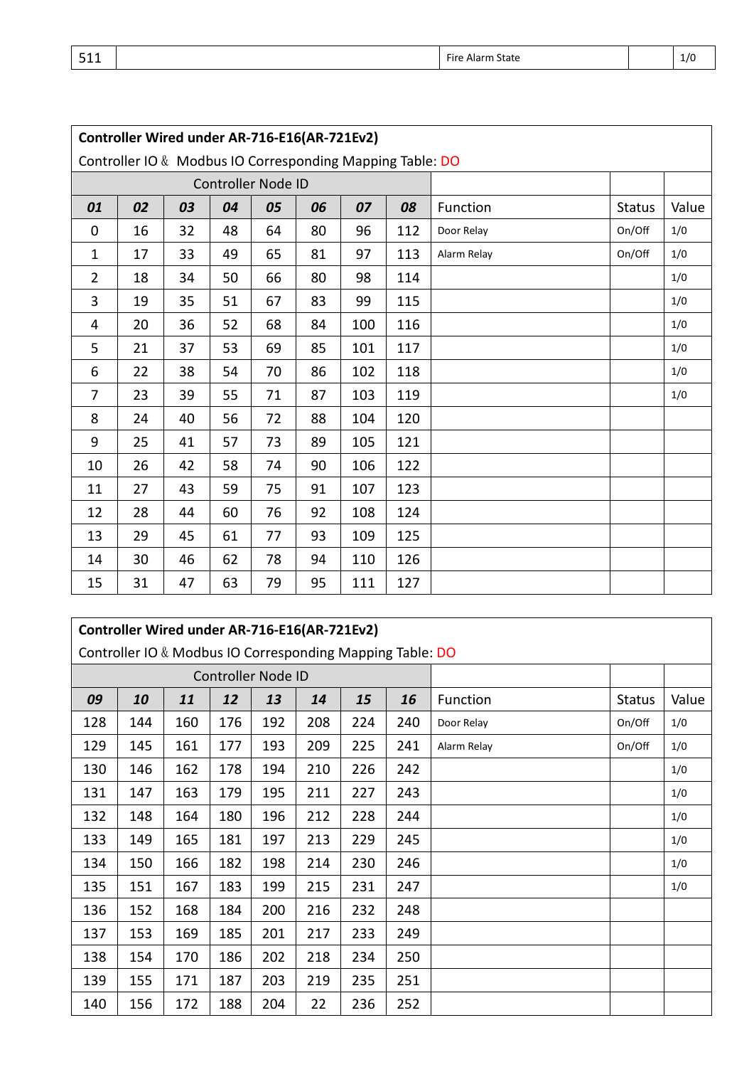| 511 | | Fire Alarm State | | 1/0 |
|---|---|---|---|---|

| **Controller Wired under AR-716-E16(AR-721Ev2)** | | | | | | | | | | |
|---|---|---|---|---|---|---|---|---|---|---|
| Controller IO & Modbus IO Corresponding Mapping Table: DO | | | | | | | | | | |
| Controller Node ID | | | | | | | | | | |
| ***01*** | ***02*** | ***03*** | ***04*** | ***05*** | ***06*** | ***07*** | ***08*** | Function | Status | Value |
| 0 | 16 | 32 | 48 | 64 | 80 | 96 | 112 | Door Relay | On/Off | 1/0 |
| 1 | 17 | 33 | 49 | 65 | 81 | 97 | 113 | Alarm Relay | On/Off | 1/0 |
| 2 | 18 | 34 | 50 | 66 | 80 | 98 | 114 | | | 1/0 |
| 3 | 19 | 35 | 51 | 67 | 83 | 99 | 115 | | | 1/0 |
| 4 | 20 | 36 | 52 | 68 | 84 | 100 | 116 | | | 1/0 |
| 5 | 21 | 37 | 53 | 69 | 85 | 101 | 117 | | | 1/0 |
| 6 | 22 | 38 | 54 | 70 | 86 | 102 | 118 | | | 1/0 |
| 7 | 23 | 39 | 55 | 71 | 87 | 103 | 119 | | | 1/0 |
| 8 | 24 | 40 | 56 | 72 | 88 | 104 | 120 | | | |
| 9 | 25 | 41 | 57 | 73 | 89 | 105 | 121 | | | |
| 10 | 26 | 42 | 58 | 74 | 90 | 106 | 122 | | | |
| 11 | 27 | 43 | 59 | 75 | 91 | 107 | 123 | | | |
| 12 | 28 | 44 | 60 | 76 | 92 | 108 | 124 | | | |
| 13 | 29 | 45 | 61 | 77 | 93 | 109 | 125 | | | |
| 14 | 30 | 46 | 62 | 78 | 94 | 110 | 126 | | | |
| 15 | 31 | 47 | 63 | 79 | 95 | 111 | 127 | | | |

| **Controller Wired under AR-716-E16(AR-721Ev2)** | | | | | | | | | | |
|---|---|---|---|---|---|---|---|---|---|---|
| Controller IO & Modbus IO Corresponding Mapping Table: DO | | | | | | | | | | |
| Controller Node ID | | | | | | | | | | |
| ***09*** | ***10*** | ***11*** | ***12*** | ***13*** | ***14*** | ***15*** | ***16*** | Function | Status | Value |
| 128 | 144 | 160 | 176 | 192 | 208 | 224 | 240 | Door Relay | On/Off | 1/0 |
| 129 | 145 | 161 | 177 | 193 | 209 | 225 | 241 | Alarm Relay | On/Off | 1/0 |
| 130 | 146 | 162 | 178 | 194 | 210 | 226 | 242 | | | 1/0 |
| 131 | 147 | 163 | 179 | 195 | 211 | 227 | 243 | | | 1/0 |
| 132 | 148 | 164 | 180 | 196 | 212 | 228 | 244 | | | 1/0 |
| 133 | 149 | 165 | 181 | 197 | 213 | 229 | 245 | | | 1/0 |
| 134 | 150 | 166 | 182 | 198 | 214 | 230 | 246 | | | 1/0 |
| 135 | 151 | 167 | 183 | 199 | 215 | 231 | 247 | | | 1/0 |
| 136 | 152 | 168 | 184 | 200 | 216 | 232 | 248 | | | |
| 137 | 153 | 169 | 185 | 201 | 217 | 233 | 249 | | | |
| 138 | 154 | 170 | 186 | 202 | 218 | 234 | 250 | | | |
| 139 | 155 | 171 | 187 | 203 | 219 | 235 | 251 | | | |
| 140 | 156 | 172 | 188 | 204 | 22 | 236 | 252 | | | |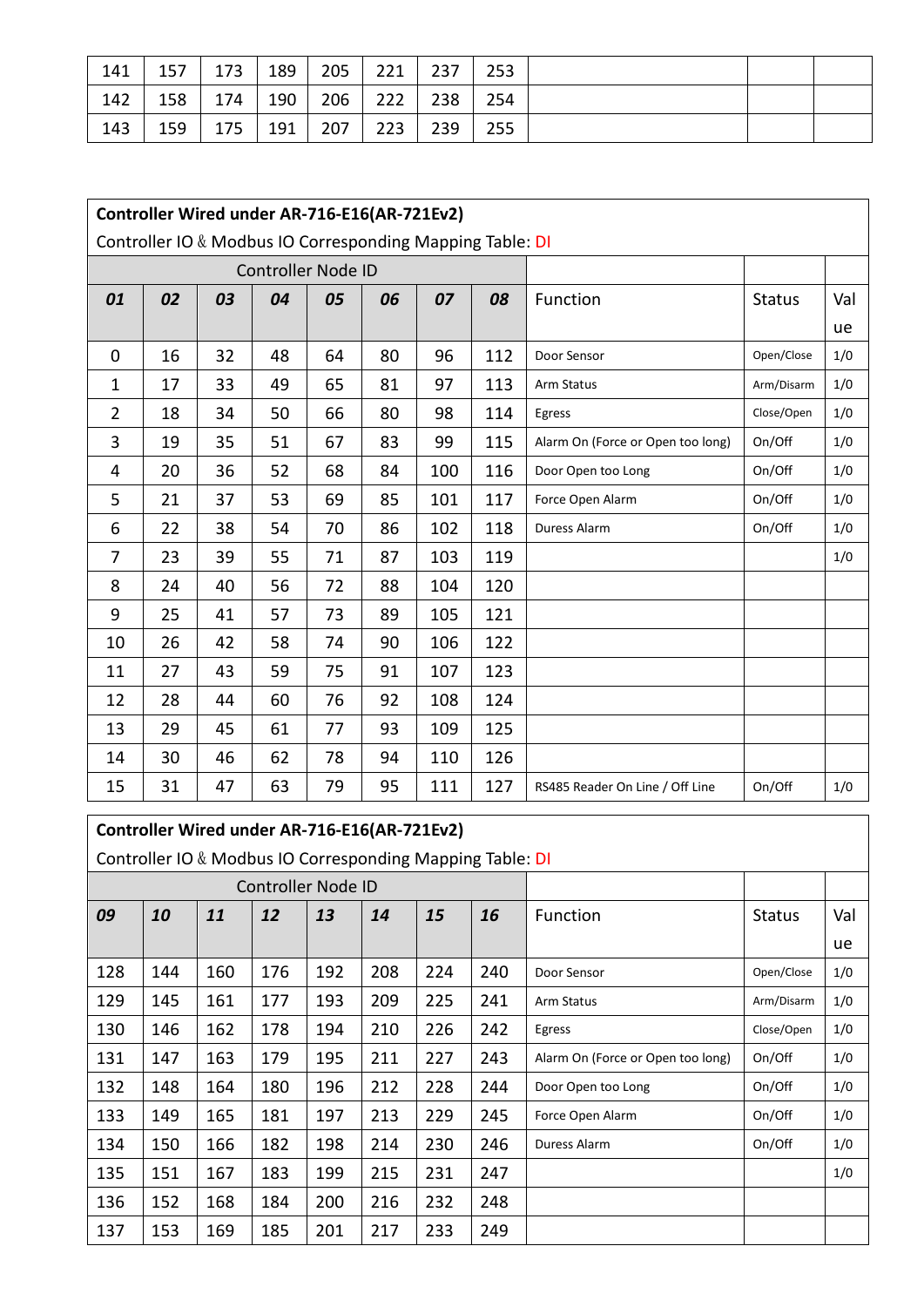| 141 | 157 | 173 | 189 | 205 | 221 | 237 | 253 | | | |
|---|---|---|---|---|---|---|---|---|---|---|
| 142 | 158 | 174 | 190 | 206 | 222 | 238 | 254 | | | |
| 143 | 159 | 175 | 191 | 207 | 223 | 239 | 255 | | | |

**Controller Wired under AR-716-E16(AR-721Ev2)**

Controller IO & Modbus IO Corresponding Mapping Table: DI

| Controller Node ID | | | | | | | | | | |
|---|---|---|---|---|---|---|---|---|---|---|
| ***01*** | ***02*** | ***03*** | ***04*** | ***05*** | ***06*** | ***07*** | ***08*** | Function | Status | Value |
| 0 | 16 | 32 | 48 | 64 | 80 | 96 | 112 | Door Sensor | Open/Close | 1/0 |
| 1 | 17 | 33 | 49 | 65 | 81 | 97 | 113 | Arm Status | Arm/Disarm | 1/0 |
| 2 | 18 | 34 | 50 | 66 | 80 | 98 | 114 | Egress | Close/Open | 1/0 |
| 3 | 19 | 35 | 51 | 67 | 83 | 99 | 115 | Alarm On (Force or Open too long) | On/Off | 1/0 |
| 4 | 20 | 36 | 52 | 68 | 84 | 100 | 116 | Door Open too Long | On/Off | 1/0 |
| 5 | 21 | 37 | 53 | 69 | 85 | 101 | 117 | Force Open Alarm | On/Off | 1/0 |
| 6 | 22 | 38 | 54 | 70 | 86 | 102 | 118 | Duress Alarm | On/Off | 1/0 |
| 7 | 23 | 39 | 55 | 71 | 87 | 103 | 119 | | | 1/0 |
| 8 | 24 | 40 | 56 | 72 | 88 | 104 | 120 | | | |
| 9 | 25 | 41 | 57 | 73 | 89 | 105 | 121 | | | |
| 10 | 26 | 42 | 58 | 74 | 90 | 106 | 122 | | | |
| 11 | 27 | 43 | 59 | 75 | 91 | 107 | 123 | | | |
| 12 | 28 | 44 | 60 | 76 | 92 | 108 | 124 | | | |
| 13 | 29 | 45 | 61 | 77 | 93 | 109 | 125 | | | |
| 14 | 30 | 46 | 62 | 78 | 94 | 110 | 126 | | | |
| 15 | 31 | 47 | 63 | 79 | 95 | 111 | 127 | RS485 Reader On Line / Off Line | On/Off | 1/0 |

**Controller Wired under AR-716-E16(AR-721Ev2)**

Controller IO & Modbus IO Corresponding Mapping Table: DI

| Controller Node ID | | | | | | | | | | |
|---|---|---|---|---|---|---|---|---|---|---|
| ***09*** | ***10*** | ***11*** | ***12*** | ***13*** | ***14*** | ***15*** | ***16*** | Function | Status | Value |
| 128 | 144 | 160 | 176 | 192 | 208 | 224 | 240 | Door Sensor | Open/Close | 1/0 |
| 129 | 145 | 161 | 177 | 193 | 209 | 225 | 241 | Arm Status | Arm/Disarm | 1/0 |
| 130 | 146 | 162 | 178 | 194 | 210 | 226 | 242 | Egress | Close/Open | 1/0 |
| 131 | 147 | 163 | 179 | 195 | 211 | 227 | 243 | Alarm On (Force or Open too long) | On/Off | 1/0 |
| 132 | 148 | 164 | 180 | 196 | 212 | 228 | 244 | Door Open too Long | On/Off | 1/0 |
| 133 | 149 | 165 | 181 | 197 | 213 | 229 | 245 | Force Open Alarm | On/Off | 1/0 |
| 134 | 150 | 166 | 182 | 198 | 214 | 230 | 246 | Duress Alarm | On/Off | 1/0 |
| 135 | 151 | 167 | 183 | 199 | 215 | 231 | 247 | | | 1/0 |
| 136 | 152 | 168 | 184 | 200 | 216 | 232 | 248 | | | |
| 137 | 153 | 169 | 185 | 201 | 217 | 233 | 249 | | | |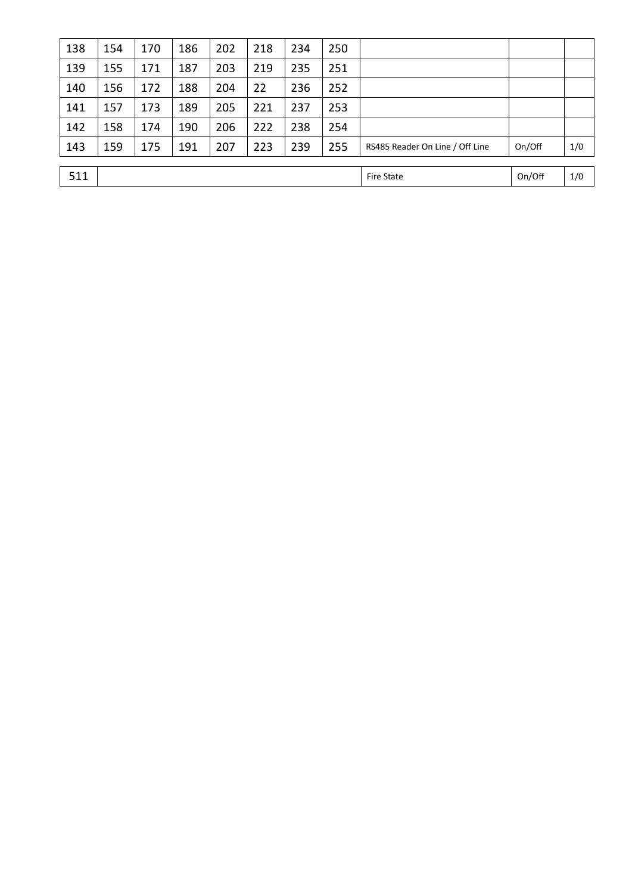| 138 | 154 | 170 | 186 | 202 | 218 | 234 | 250 | | | |
|---|---|---|---|---|---|---|---|---|---|---|
| 139 | 155 | 171 | 187 | 203 | 219 | 235 | 251 | | | |
| 140 | 156 | 172 | 188 | 204 | 22 | 236 | 252 | | | |
| 141 | 157 | 173 | 189 | 205 | 221 | 237 | 253 | | | |
| 142 | 158 | 174 | 190 | 206 | 222 | 238 | 254 | | | |
| 143 | 159 | 175 | 191 | 207 | 223 | 239 | 255 | RS485 Reader On Line / Off Line | On/Off | 1/0 |

| 511 | | Fire State | On/Off | 1/0 |
|---|---|---|---|---|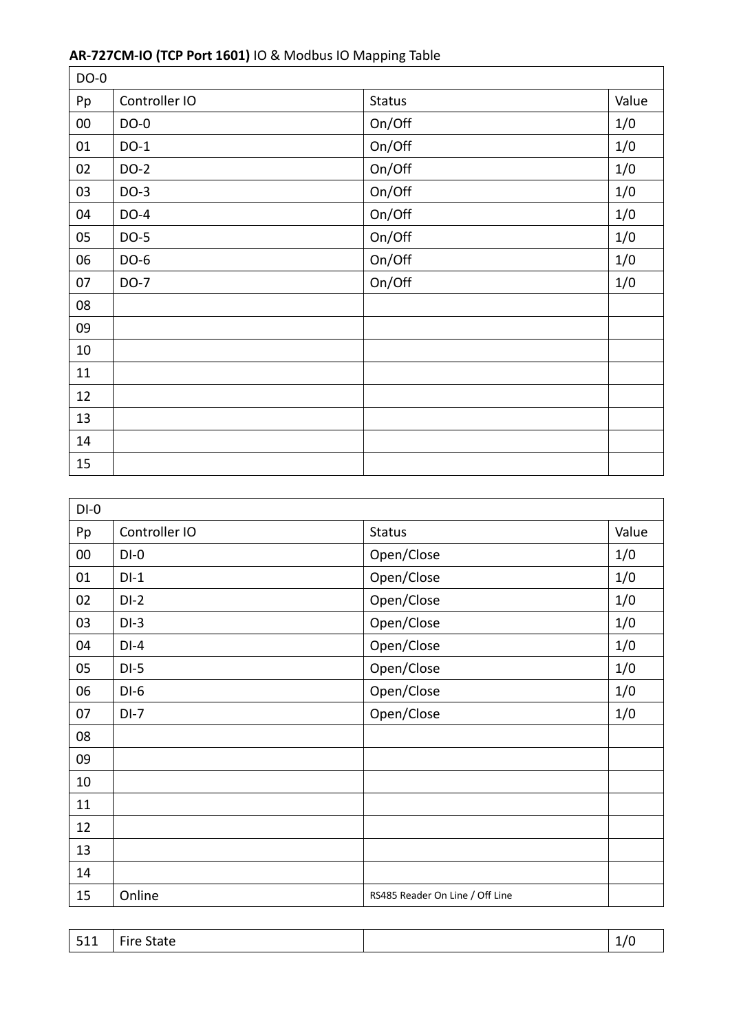**AR-727CM-IO (TCP Port 1601)** IO & Modbus IO Mapping Table

| DO-0 | | | |
|---|---|---|---|
| Pp | Controller IO | Status | Value |
| 00 | DO-0 | On/Off | 1/0 |
| 01 | DO-1 | On/Off | 1/0 |
| 02 | DO-2 | On/Off | 1/0 |
| 03 | DO-3 | On/Off | 1/0 |
| 04 | DO-4 | On/Off | 1/0 |
| 05 | DO-5 | On/Off | 1/0 |
| 06 | DO-6 | On/Off | 1/0 |
| 07 | DO-7 | On/Off | 1/0 |
| 08 | | | |
| 09 | | | |
| 10 | | | |
| 11 | | | |
| 12 | | | |
| 13 | | | |
| 14 | | | |
| 15 | | | |

| DI-0 | | | |
|---|---|---|---|
| Pp | Controller IO | Status | Value |
| 00 | DI-0 | Open/Close | 1/0 |
| 01 | DI-1 | Open/Close | 1/0 |
| 02 | DI-2 | Open/Close | 1/0 |
| 03 | DI-3 | Open/Close | 1/0 |
| 04 | DI-4 | Open/Close | 1/0 |
| 05 | DI-5 | Open/Close | 1/0 |
| 06 | DI-6 | Open/Close | 1/0 |
| 07 | DI-7 | Open/Close | 1/0 |
| 08 | | | |
| 09 | | | |
| 10 | | | |
| 11 | | | |
| 12 | | | |
| 13 | | | |
| 14 | | | |
| 15 | Online | RS485 Reader On Line / Off Line | |

| | | | |
|---|---|---|---|
| 511 | Fire State | | 1/0 |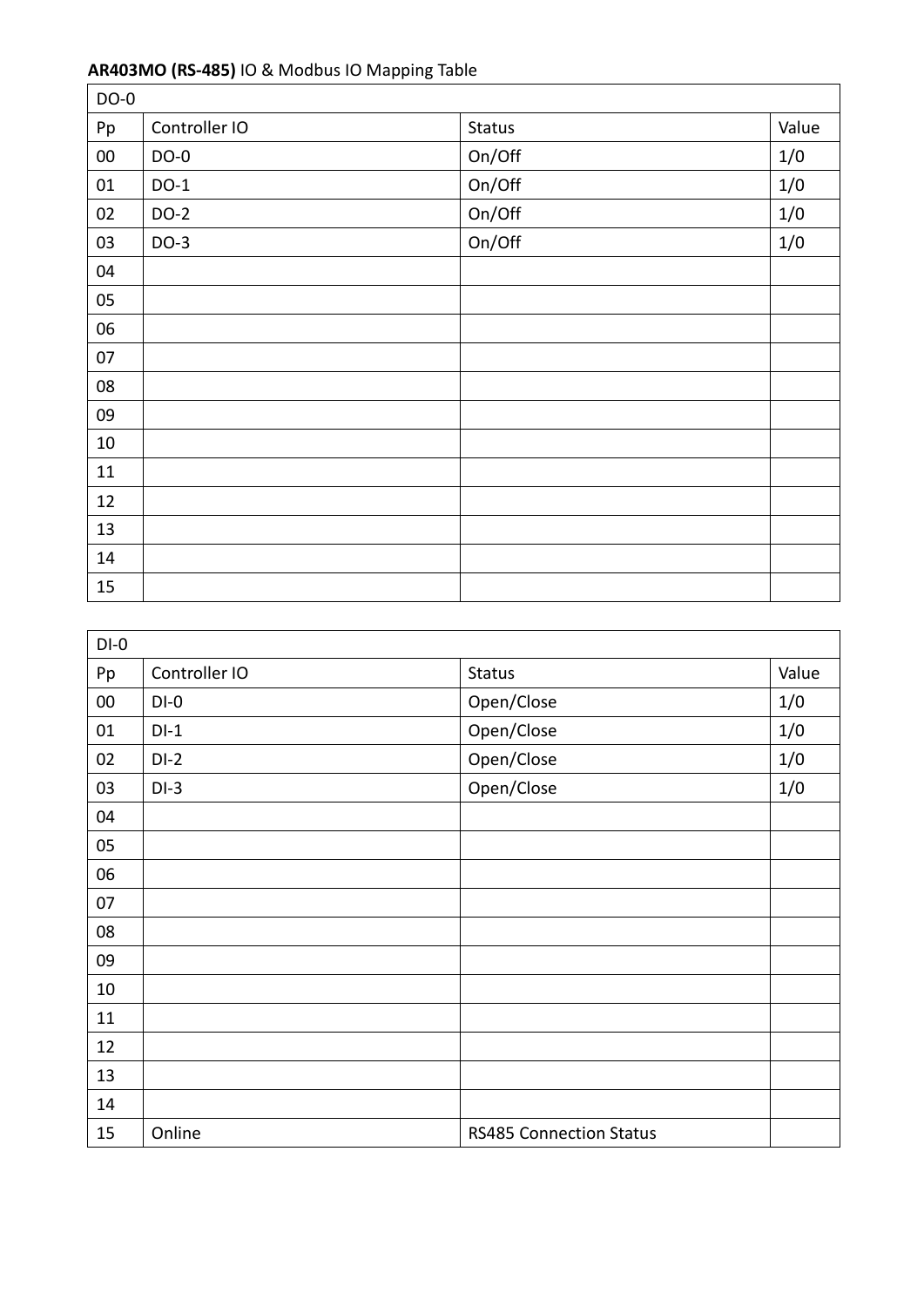**AR403MO (RS-485)** IO & Modbus IO Mapping Table

| DO-0 | | | |
|---|---|---|---|
| Pp | Controller IO | Status | Value |
| 00 | DO-0 | On/Off | 1/0 |
| 01 | DO-1 | On/Off | 1/0 |
| 02 | DO-2 | On/Off | 1/0 |
| 03 | DO-3 | On/Off | 1/0 |
| 04 | | | |
| 05 | | | |
| 06 | | | |
| 07 | | | |
| 08 | | | |
| 09 | | | |
| 10 | | | |
| 11 | | | |
| 12 | | | |
| 13 | | | |
| 14 | | | |
| 15 | | | |

| DI-0 | | | |
|---|---|---|---|
| Pp | Controller IO | Status | Value |
| 00 | DI-0 | Open/Close | 1/0 |
| 01 | DI-1 | Open/Close | 1/0 |
| 02 | DI-2 | Open/Close | 1/0 |
| 03 | DI-3 | Open/Close | 1/0 |
| 04 | | | |
| 05 | | | |
| 06 | | | |
| 07 | | | |
| 08 | | | |
| 09 | | | |
| 10 | | | |
| 11 | | | |
| 12 | | | |
| 13 | | | |
| 14 | | | |
| 15 | Online | RS485 Connection Status | |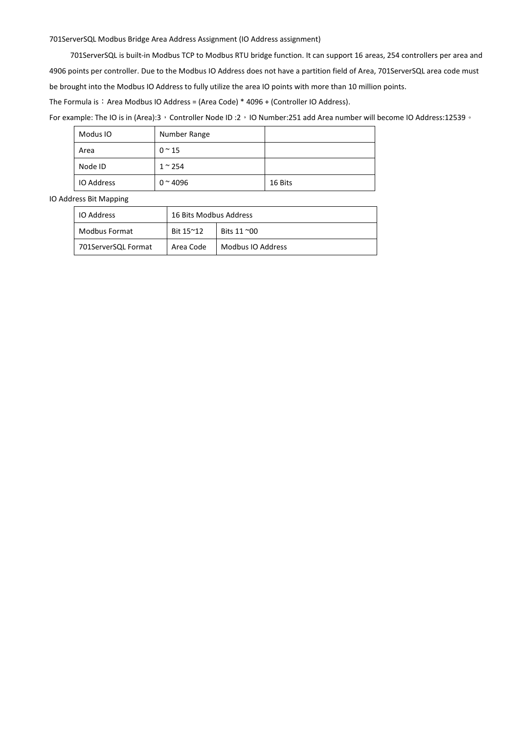701ServerSQL Modbus Bridge Area Address Assignment (IO Address assignment)

701ServerSQL is built-in Modbus TCP to Modbus RTU bridge function. It can support 16 areas, 254 controllers per area and 4906 points per controller. Due to the Modbus IO Address does not have a partition field of Area, 701ServerSQL area code must be brought into the Modbus IO Address to fully utilize the area IO points with more than 10 million points.

The Formula is：Area Modbus IO Address = (Area Code) * 4096 + (Controller IO Address).

For example: The IO is in (Area):3，Controller Node ID :2，IO Number:251 add Area number will become IO Address:12539。

| Modus IO | Number Range | |
|---|---|---|
| Area | 0 ~ 15 | |
| Node ID | 1 ~ 254 | |
| IO Address | 0 ~ 4096 | 16 Bits |

IO Address Bit Mapping

| IO Address | 16 Bits Modbus Address | |
|---|---|---|
| Modbus Format | Bit 15~12 | Bits 11 ~00 |
| 701ServerSQL Format | Area Code | Modbus IO Address |